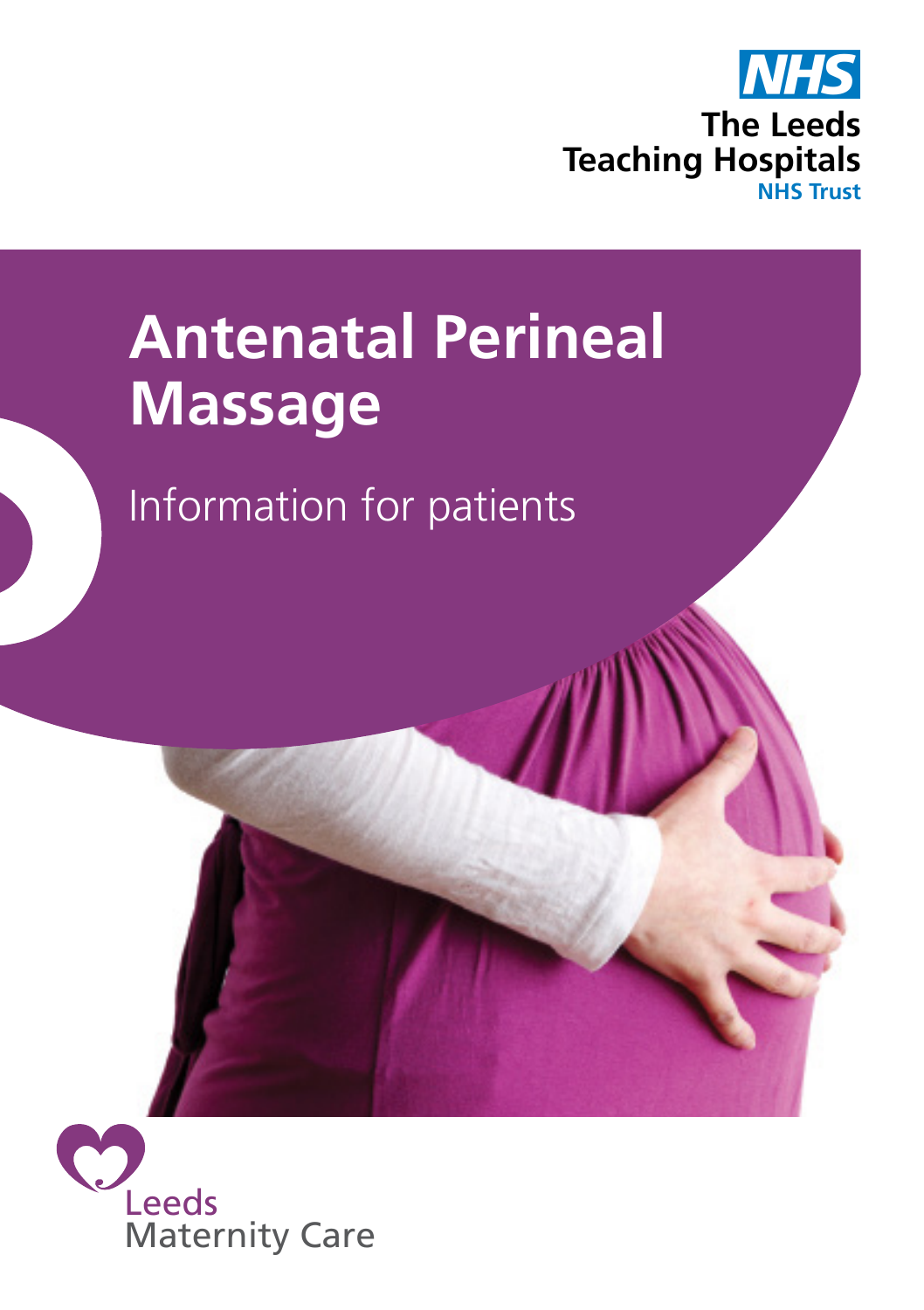NHS

The Leeds Teaching Hospitals
NHS Trust

# Antenatal Perineal Massage

Information for patients

Leeds Maternity Care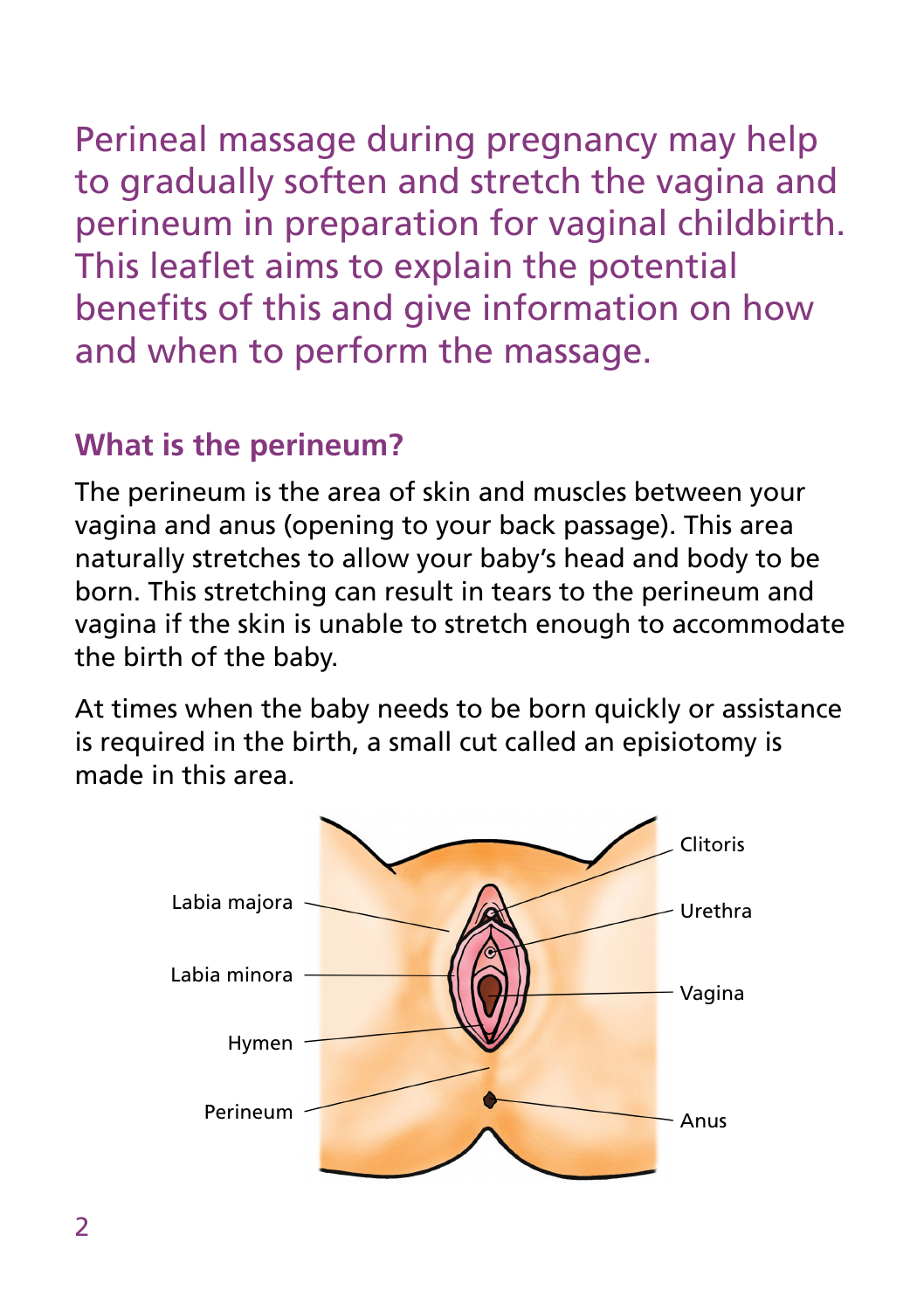Perineal massage during pregnancy may help to gradually soften and stretch the vagina and perineum in preparation for vaginal childbirth. This leaflet aims to explain the potential benefits of this and give information on how and when to perform the massage.

## What is the perineum?

The perineum is the area of skin and muscles between your vagina and anus (opening to your back passage). This area naturally stretches to allow your baby's head and body to be born. This stretching can result in tears to the perineum and vagina if the skin is unable to stretch enough to accommodate the birth of the baby.

At times when the baby needs to be born quickly or assistance is required in the birth, a small cut called an episiotomy is made in this area.

Labia majora
Labia minora
Hymen
Perineum
Clitoris
Urethra
Vagina
Anus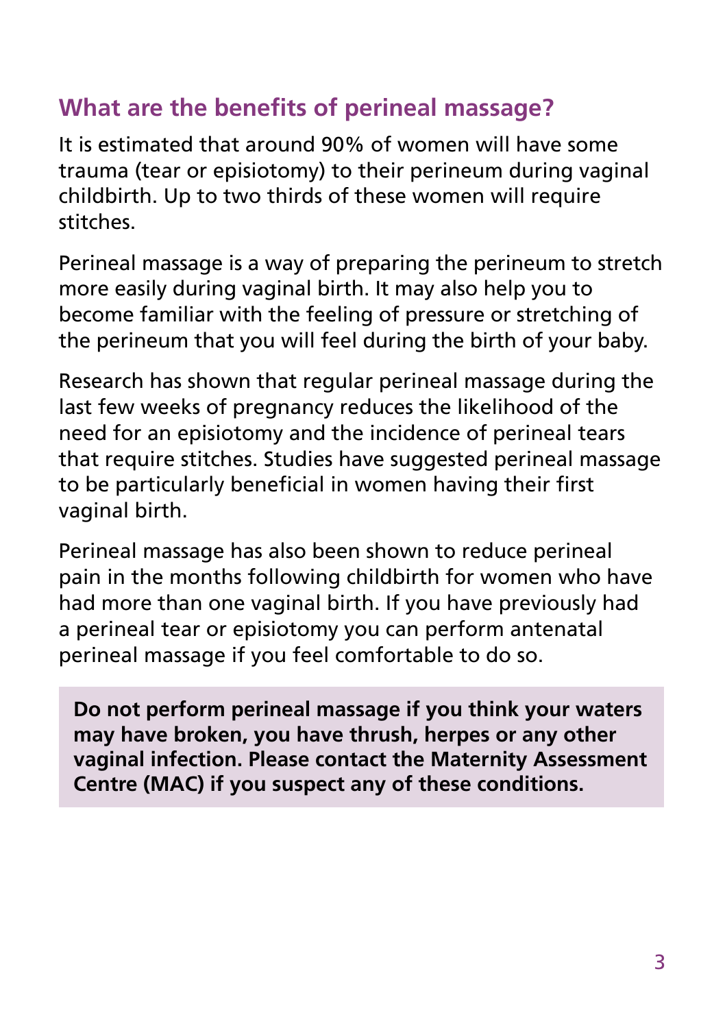## What are the benefits of perineal massage?

It is estimated that around 90% of women will have some trauma (tear or episiotomy) to their perineum during vaginal childbirth. Up to two thirds of these women will require stitches.

Perineal massage is a way of preparing the perineum to stretch more easily during vaginal birth. It may also help you to become familiar with the feeling of pressure or stretching of the perineum that you will feel during the birth of your baby.

Research has shown that regular perineal massage during the last few weeks of pregnancy reduces the likelihood of the need for an episiotomy and the incidence of perineal tears that require stitches. Studies have suggested perineal massage to be particularly beneficial in women having their first vaginal birth.

Perineal massage has also been shown to reduce perineal pain in the months following childbirth for women who have had more than one vaginal birth. If you have previously had a perineal tear or episiotomy you can perform antenatal perineal massage if you feel comfortable to do so.

**Do not perform perineal massage if you think your waters may have broken, you have thrush, herpes or any other vaginal infection. Please contact the Maternity Assessment Centre (MAC) if you suspect any of these conditions.**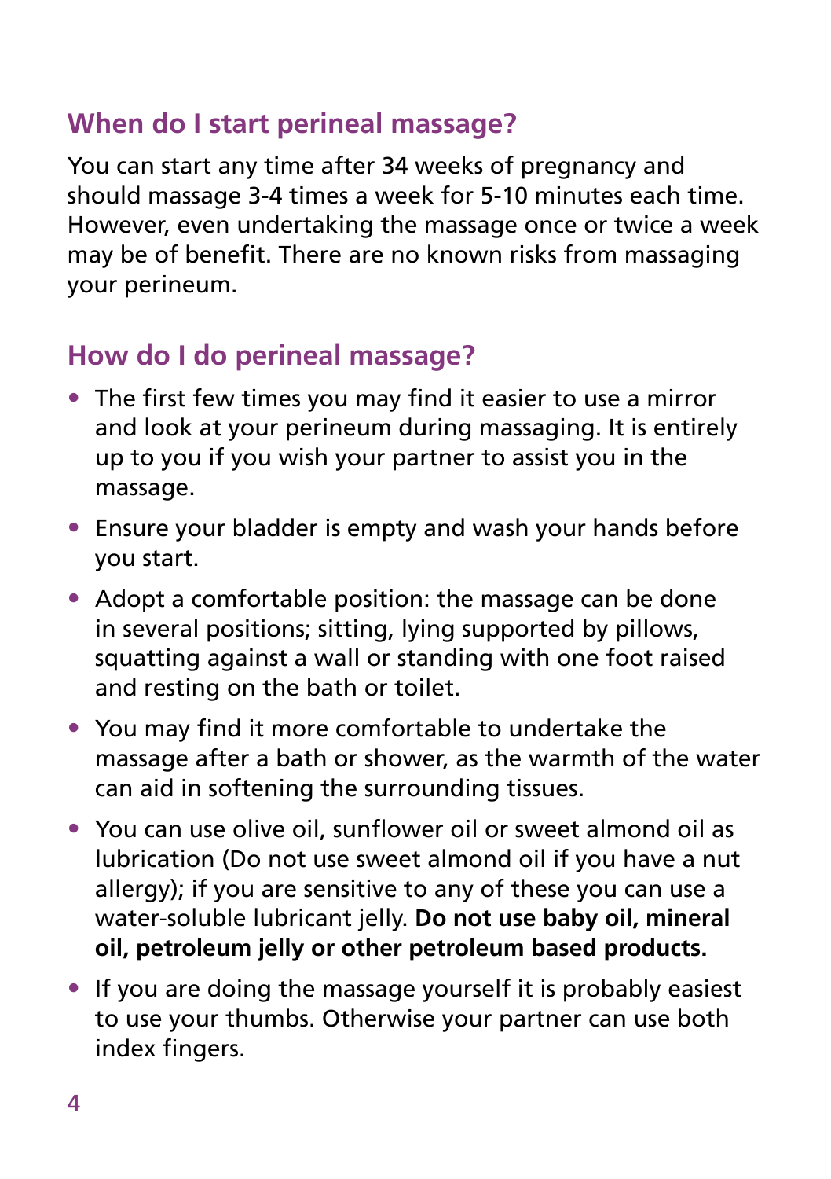## When do I start perineal massage?

You can start any time after 34 weeks of pregnancy and should massage 3-4 times a week for 5-10 minutes each time. However, even undertaking the massage once or twice a week may be of benefit. There are no known risks from massaging your perineum.

## How do I do perineal massage?

- The first few times you may find it easier to use a mirror and look at your perineum during massaging. It is entirely up to you if you wish your partner to assist you in the massage.
- Ensure your bladder is empty and wash your hands before you start.
- Adopt a comfortable position: the massage can be done in several positions; sitting, lying supported by pillows, squatting against a wall or standing with one foot raised and resting on the bath or toilet.
- You may find it more comfortable to undertake the massage after a bath or shower, as the warmth of the water can aid in softening the surrounding tissues.
- You can use olive oil, sunflower oil or sweet almond oil as lubrication (Do not use sweet almond oil if you have a nut allergy); if you are sensitive to any of these you can use a water-soluble lubricant jelly. **Do not use baby oil, mineral oil, petroleum jelly or other petroleum based products.**
- If you are doing the massage yourself it is probably easiest to use your thumbs. Otherwise your partner can use both index fingers.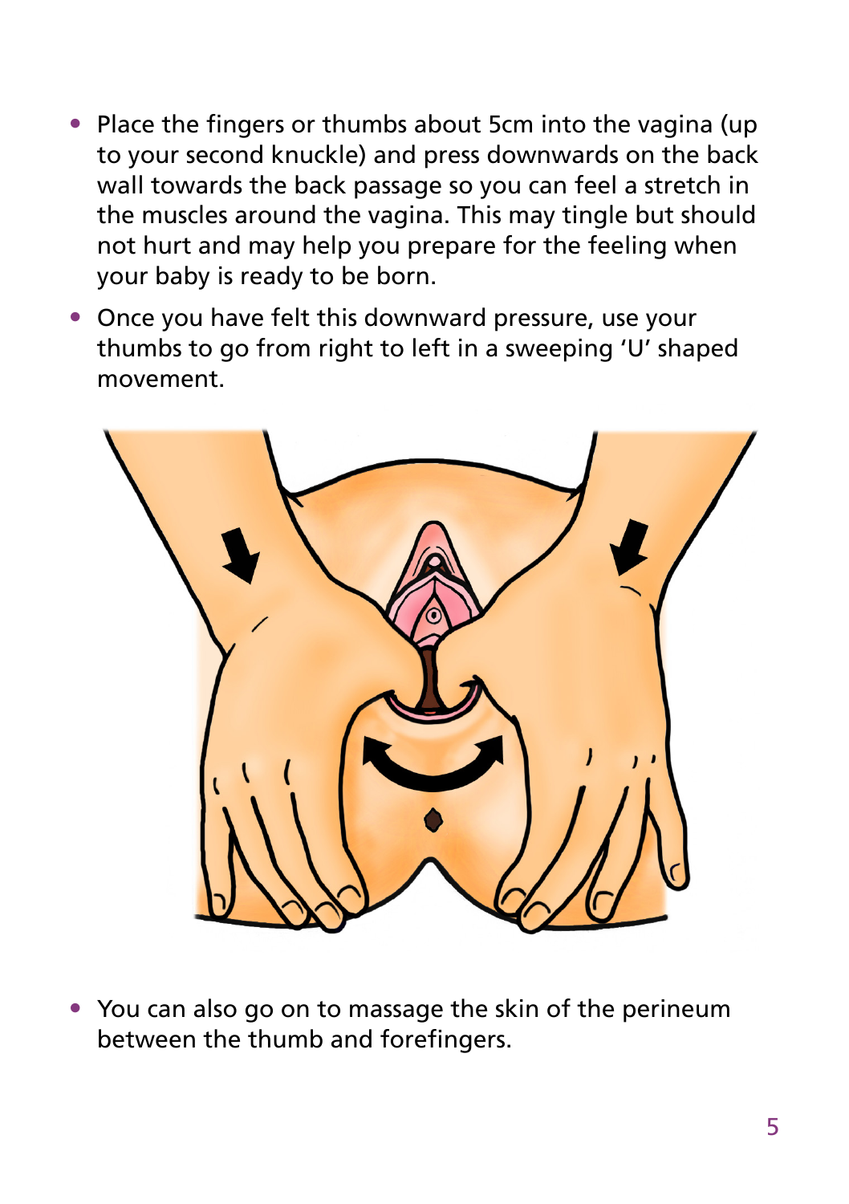- Place the fingers or thumbs about 5cm into the vagina (up to your second knuckle) and press downwards on the back wall towards the back passage so you can feel a stretch in the muscles around the vagina. This may tingle but should not hurt and may help you prepare for the feeling when your baby is ready to be born.
- Once you have felt this downward pressure, use your thumbs to go from right to left in a sweeping 'U' shaped movement.

- You can also go on to massage the skin of the perineum between the thumb and forefingers.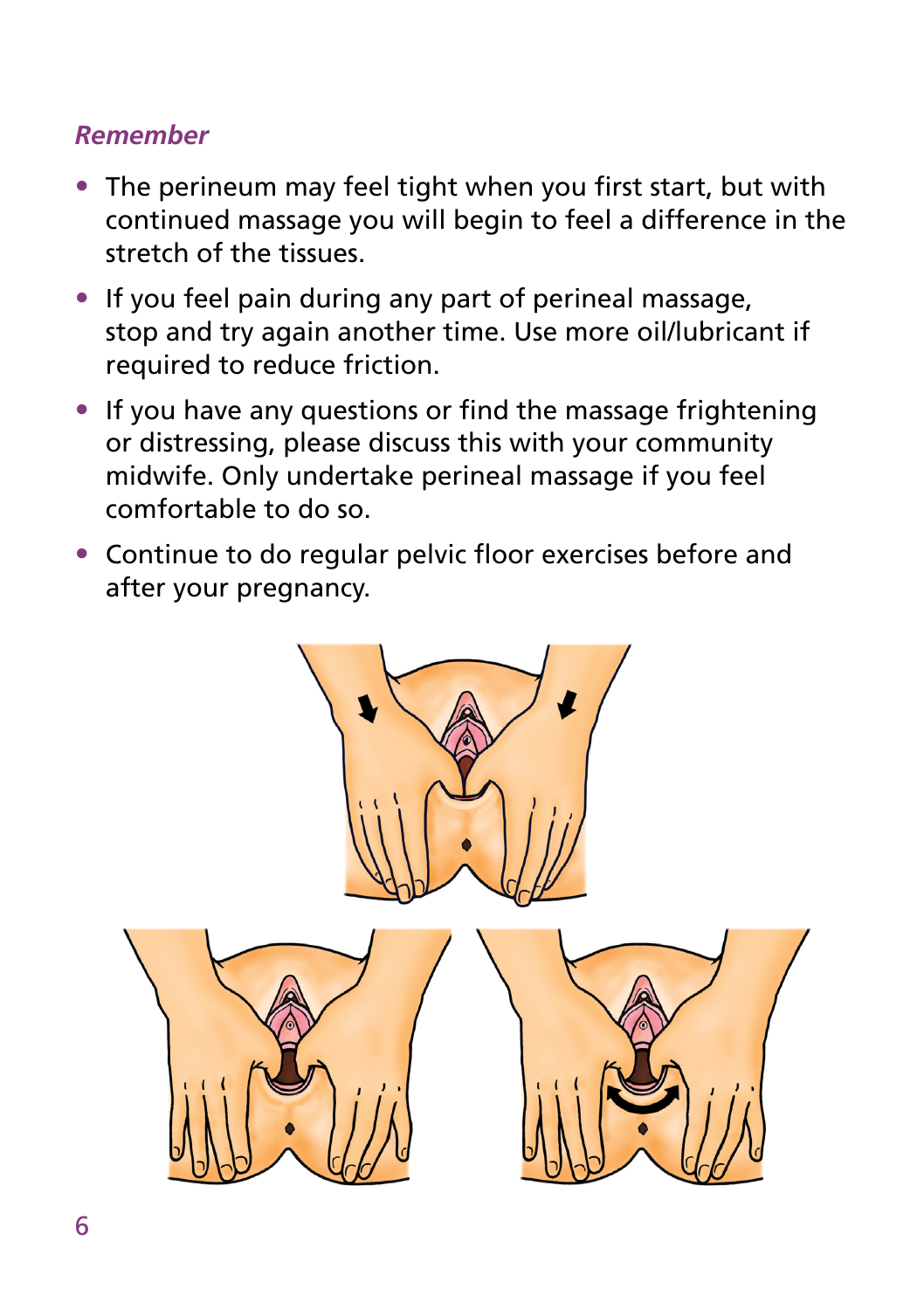*Remember*

- The perineum may feel tight when you first start, but with continued massage you will begin to feel a difference in the stretch of the tissues.
- If you feel pain during any part of perineal massage, stop and try again another time. Use more oil/lubricant if required to reduce friction.
- If you have any questions or find the massage frightening or distressing, please discuss this with your community midwife. Only undertake perineal massage if you feel comfortable to do so.
- Continue to do regular pelvic floor exercises before and after your pregnancy.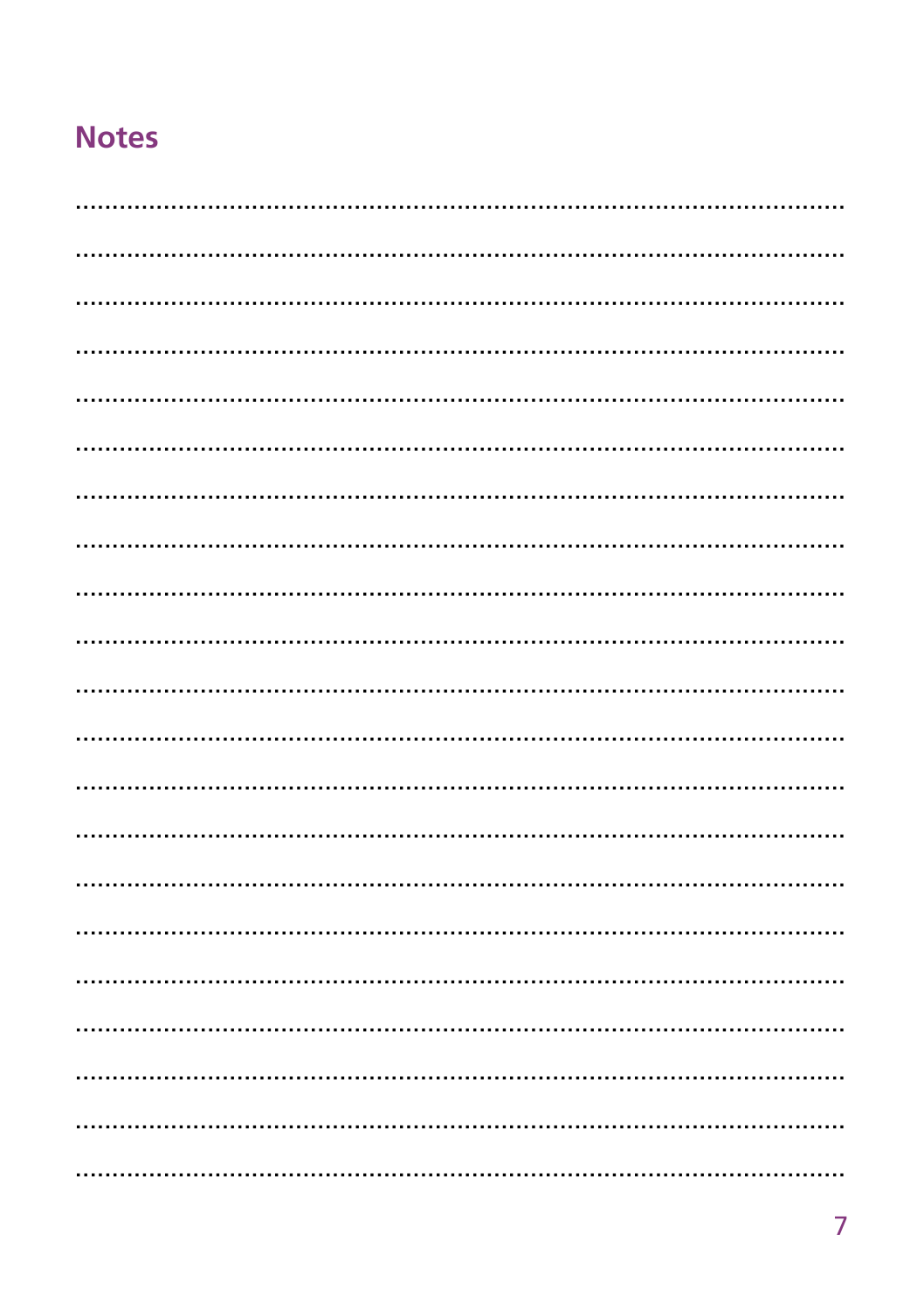## Notes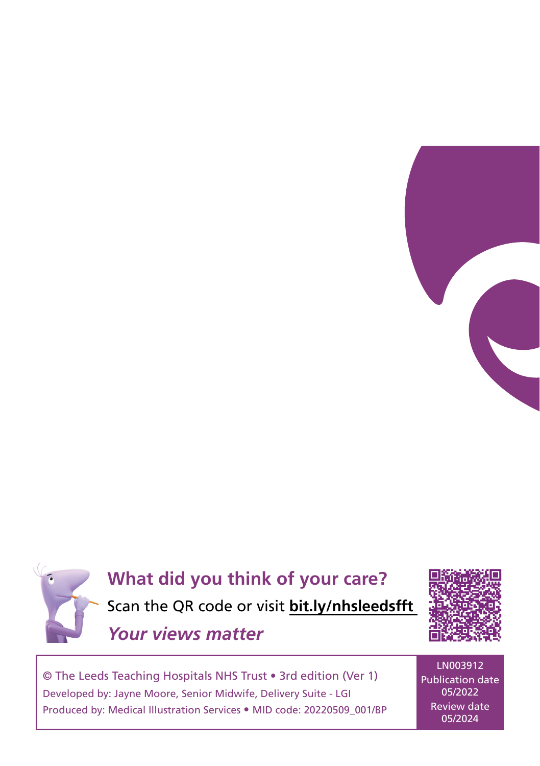## What did you think of your care?

Scan the QR code or visit **bit.ly/nhsleedsfft**

***Your views matter***

© The Leeds Teaching Hospitals NHS Trust • 3rd edition (Ver 1)
Developed by: Jayne Moore, Senior Midwife, Delivery Suite - LGI
Produced by: Medical Illustration Services • MID code: 20220509_001/BP

LN003912
Publication date 05/2022
Review date 05/2024